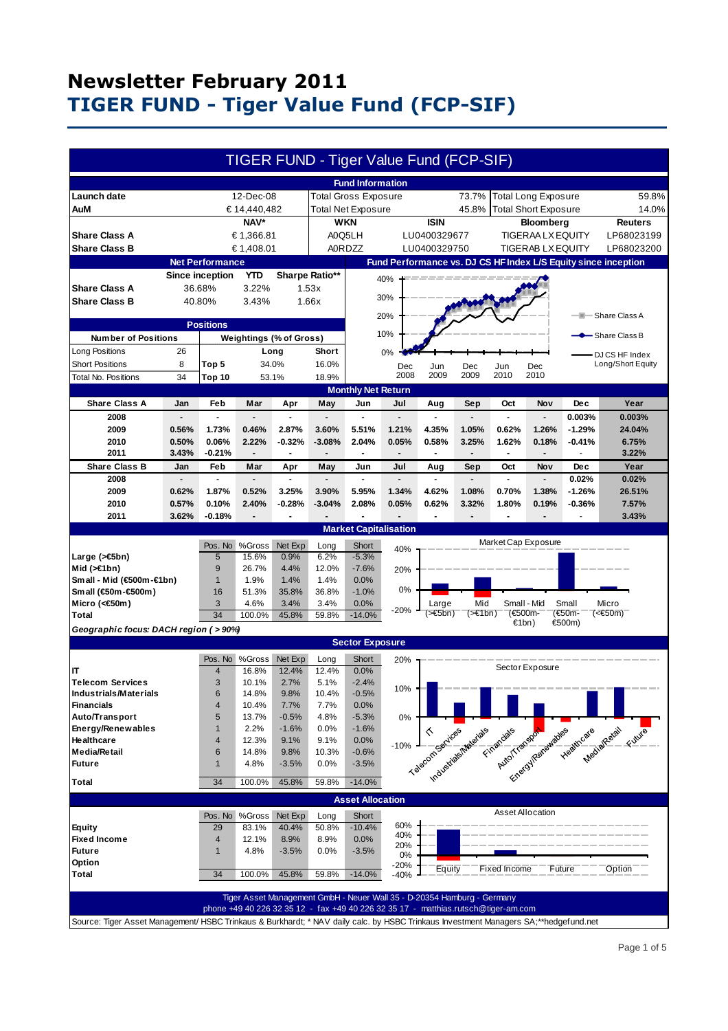# Newsletter February 2011
# TIGER FUND - Tiger Value Fund (FCP-SIF)

## TIGER FUND - Tiger Value Fund (FCP-SIF)

### Fund Information

| | | | | | |
|---|---|---|---|---|---|
| **Launch date** | 12-Dec-08 | Total Gross Exposure | 73.7% | Total Long Exposure | 59.8% |
| **AuM** | € 14,440,482 | Total Net Exposure | 45.8% | Total Short Exposure | 14.0% |

| | NAV* | WKN | ISIN | Bloomberg | Reuters |
|---|---|---|---|---|---|
| **Share Class A** | € 1,366.81 | A0Q5LH | LU0400329677 | TIGERAA LX EQUITY | LP68023199 |
| **Share Class B** | € 1,408.01 | A0RDZZ | LU0400329750 | TIGERAB LX EQUITY | LP68023200 |

### Net Performance

| | Since inception | YTD | Sharpe Ratio** |
|---|---|---|---|
| **Share Class A** | 36.68% | 3.22% | 1.53x |
| **Share Class B** | 40.80% | 3.43% | 1.66x |

### Fund Performance vs. DJ CS HF Index L/S Equity since inception

(Chart: Share Class A, Share Class B, DJ CS HF Index Long/Short Equity; axis 0%–40%; Dec 2008 – Dec 2010)

### Positions

| Number of Positions | | Weightings (% of Gross) | Long | Short |
|---|---|---|---|---|
| Long Positions | 26 | | | |
| Short Positions | 8 | Top 5 | 34.0% | 16.0% |
| Total No. Positions | 34 | Top 10 | 53.1% | 18.9% |

### Monthly Net Return

| Share Class A | Jan | Feb | Mar | Apr | May | Jun | Jul | Aug | Sep | Oct | Nov | Dec | Year |
|---|---|---|---|---|---|---|---|---|---|---|---|---|---|
| 2008 | - | - | - | - | - | - | - | - | - | - | - | 0.003% | 0.003% |
| 2009 | 0.56% | 1.73% | 0.46% | 2.87% | 3.60% | 5.51% | 1.21% | 4.35% | 1.05% | 0.62% | 1.26% | -1.29% | 24.04% |
| 2010 | 0.50% | 0.06% | 2.22% | -0.32% | -3.08% | 2.04% | 0.05% | 0.58% | 3.25% | 1.62% | 0.18% | -0.41% | 6.75% |
| 2011 | 3.43% | -0.21% | - | - | - | - | - | - | - | - | - | - | 3.22% |

| Share Class B | Jan | Feb | Mar | Apr | May | Jun | Jul | Aug | Sep | Oct | Nov | Dec | Year |
|---|---|---|---|---|---|---|---|---|---|---|---|---|---|
| 2008 | - | - | - | - | - | - | - | - | - | - | - | 0.02% | 0.02% |
| 2009 | 0.62% | 1.87% | 0.52% | 3.25% | 3.90% | 5.95% | 1.34% | 4.62% | 1.08% | 0.70% | 1.38% | -1.26% | 26.51% |
| 2010 | 0.57% | 0.10% | 2.40% | -0.28% | -3.04% | 2.08% | 0.05% | 0.62% | 3.32% | 1.80% | 0.19% | -0.36% | 7.57% |
| 2011 | 3.62% | -0.18% | - | - | - | - | - | - | - | - | - | - | 3.43% |

### Market Capitalisation

| | Pos. No | %Gross | Net Exp | Long | Short |
|---|---|---|---|---|---|
| **Large (>€5bn)** | 5 | 15.6% | 0.9% | 6.2% | -5.3% |
| **Mid (>€1bn)** | 9 | 26.7% | 4.4% | 12.0% | -7.6% |
| **Small - Mid (€500m-€1bn)** | 1 | 1.9% | 1.4% | 1.4% | 0.0% |
| **Small (€50m-€500m)** | 16 | 51.3% | 35.8% | 36.8% | -1.0% |
| **Micro (<€50m)** | 3 | 4.6% | 3.4% | 3.4% | 0.0% |
| **Total** | 34 | 100.0% | 45.8% | 59.8% | -14.0% |

*Geographic focus: DACH region ( > 90%)*

(Chart: Market Cap Exposure)

### Sector Exposure

| | Pos. No | %Gross | Net Exp | Long | Short |
|---|---|---|---|---|---|
| **IT** | 4 | 16.8% | 12.4% | 12.4% | 0.0% |
| **Telecom Services** | 3 | 10.1% | 2.7% | 5.1% | -2.4% |
| **Industrials/Materials** | 6 | 14.8% | 9.8% | 10.4% | -0.5% |
| **Financials** | 4 | 10.4% | 7.7% | 7.7% | 0.0% |
| **Auto/Transport** | 5 | 13.7% | -0.5% | 4.8% | -5.3% |
| **Energy/Renewables** | 1 | 2.2% | -1.6% | 0.0% | -1.6% |
| **Healthcare** | 4 | 12.3% | 9.1% | 9.1% | 0.0% |
| **Media/Retail** | 6 | 14.8% | 9.8% | 10.3% | -0.6% |
| **Future** | 1 | 4.8% | -3.5% | 0.0% | -3.5% |
| **Total** | 34 | 100.0% | 45.8% | 59.8% | -14.0% |

(Chart: Sector Exposure)

### Asset Allocation

| | Pos. No | %Gross | Net Exp | Long | Short |
|---|---|---|---|---|---|
| **Equity** | 29 | 83.1% | 40.4% | 50.8% | -10.4% |
| **Fixed Income** | 4 | 12.1% | 8.9% | 8.9% | 0.0% |
| **Future** | 1 | 4.8% | -3.5% | 0.0% | -3.5% |
| **Option** | | | | | |
| **Total** | 34 | 100.0% | 45.8% | 59.8% | -14.0% |

(Chart: Asset Allocation)

Tiger Asset Management GmbH - Neuer Wall 35 - D-20354 Hamburg - Germany
phone +49 40 226 32 35 12 - fax +49 40 226 32 35 17 - matthias.rutsch@tiger-am.com

Source: Tiger Asset Management/ HSBC Trinkaus & Burkhardt; * NAV daily calc. by HSBC Trinkaus Investment Managers SA;**hedgefund.net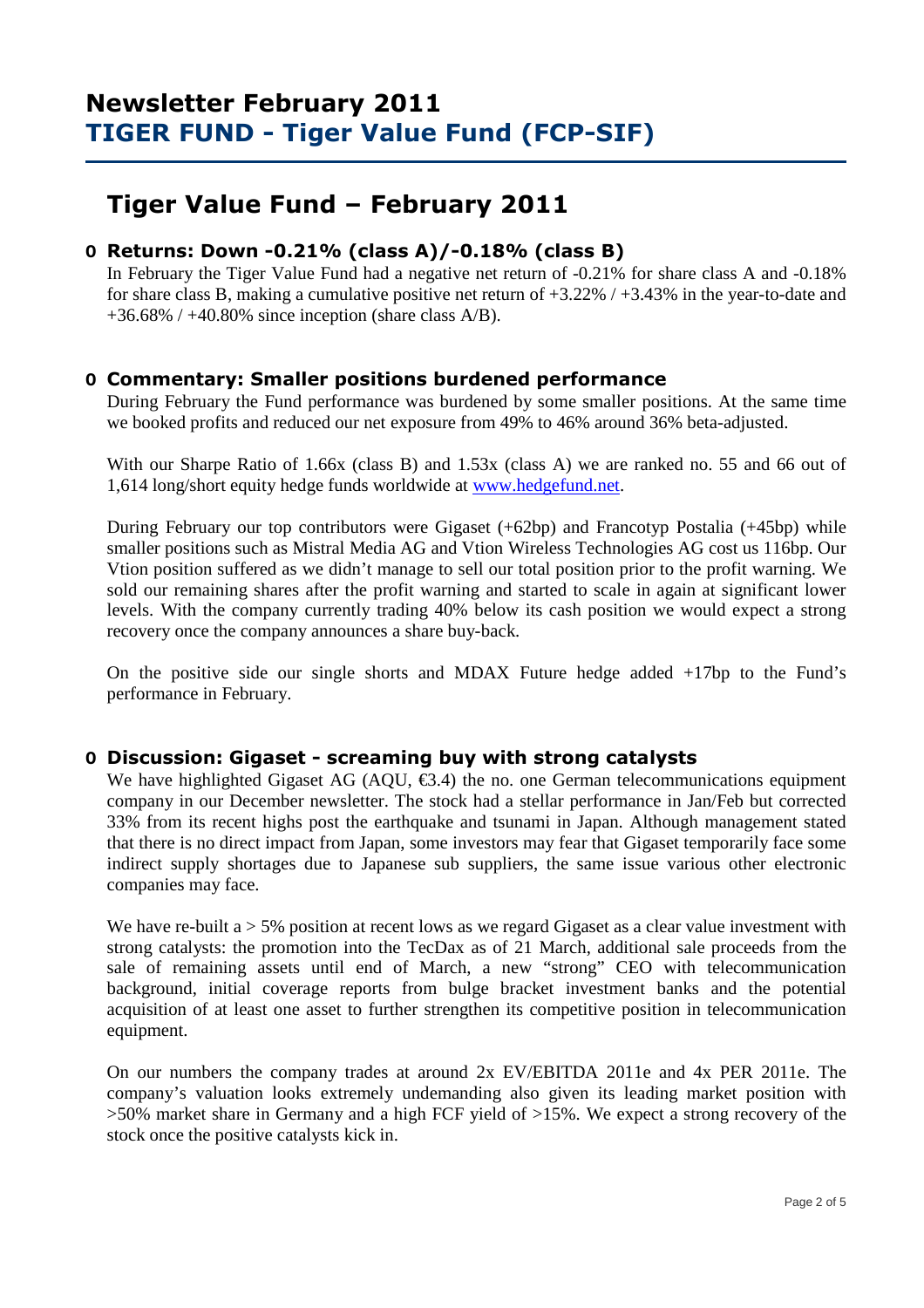# Newsletter February 2011
# TIGER FUND - Tiger Value Fund (FCP-SIF)

## Tiger Value Fund – February 2011

### Returns: Down -0.21% (class A)/-0.18% (class B)

In February the Tiger Value Fund had a negative net return of -0.21% for share class A and -0.18% for share class B, making a cumulative positive net return of +3.22% / +3.43% in the year-to-date and +36.68% / +40.80% since inception (share class A/B).

### Commentary: Smaller positions burdened performance

During February the Fund performance was burdened by some smaller positions. At the same time we booked profits and reduced our net exposure from 49% to 46% around 36% beta-adjusted.

With our Sharpe Ratio of 1.66x (class B) and 1.53x (class A) we are ranked no. 55 and 66 out of 1,614 long/short equity hedge funds worldwide at [www.hedgefund.net](http://www.hedgefund.net).

During February our top contributors were Gigaset (+62bp) and Francotyp Postalia (+45bp) while smaller positions such as Mistral Media AG and Vtion Wireless Technologies AG cost us 116bp. Our Vtion position suffered as we didn't manage to sell our total position prior to the profit warning. We sold our remaining shares after the profit warning and started to scale in again at significant lower levels. With the company currently trading 40% below its cash position we would expect a strong recovery once the company announces a share buy-back.

On the positive side our single shorts and MDAX Future hedge added +17bp to the Fund's performance in February.

### Discussion: Gigaset - screaming buy with strong catalysts

We have highlighted Gigaset AG (AQU, €3.4) the no. one German telecommunications equipment company in our December newsletter. The stock had a stellar performance in Jan/Feb but corrected 33% from its recent highs post the earthquake and tsunami in Japan. Although management stated that there is no direct impact from Japan, some investors may fear that Gigaset temporarily face some indirect supply shortages due to Japanese sub suppliers, the same issue various other electronic companies may face.

We have re-built a > 5% position at recent lows as we regard Gigaset as a clear value investment with strong catalysts: the promotion into the TecDax as of 21 March, additional sale proceeds from the sale of remaining assets until end of March, a new "strong" CEO with telecommunication background, initial coverage reports from bulge bracket investment banks and the potential acquisition of at least one asset to further strengthen its competitive position in telecommunication equipment.

On our numbers the company trades at around 2x EV/EBITDA 2011e and 4x PER 2011e. The company's valuation looks extremely undemanding also given its leading market position with >50% market share in Germany and a high FCF yield of >15%. We expect a strong recovery of the stock once the positive catalysts kick in.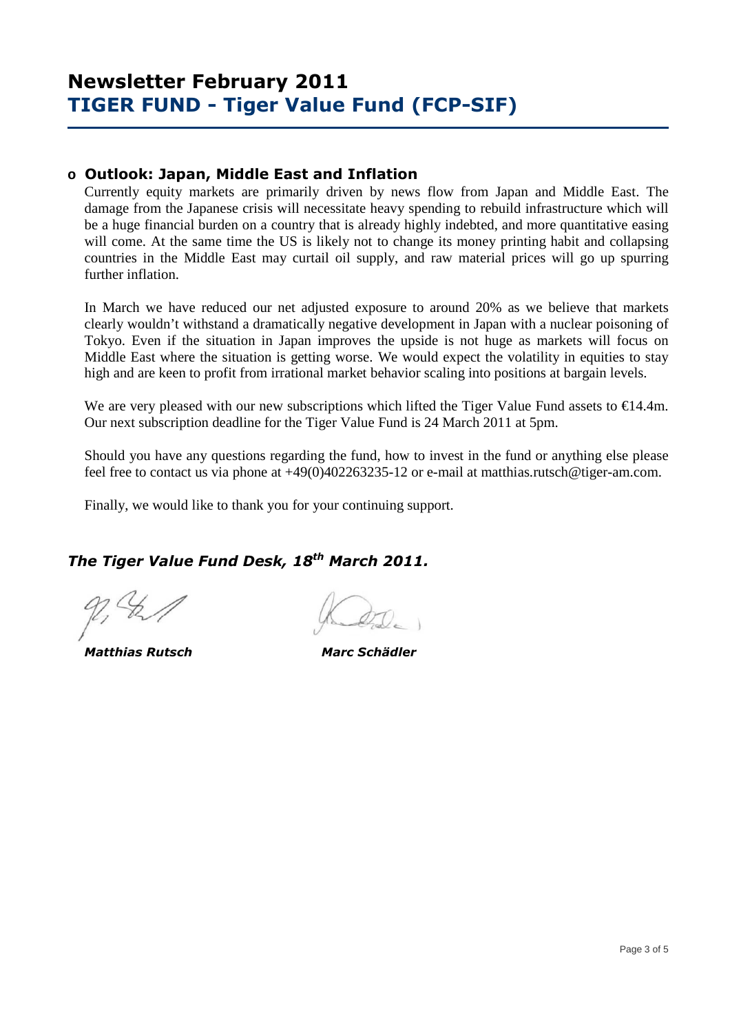# Newsletter February 2011
# TIGER FUND - Tiger Value Fund (FCP-SIF)

- **Outlook: Japan, Middle East and Inflation**

Currently equity markets are primarily driven by news flow from Japan and Middle East. The damage from the Japanese crisis will necessitate heavy spending to rebuild infrastructure which will be a huge financial burden on a country that is already highly indebted, and more quantitative easing will come. At the same time the US is likely not to change its money printing habit and collapsing countries in the Middle East may curtail oil supply, and raw material prices will go up spurring further inflation.

In March we have reduced our net adjusted exposure to around 20% as we believe that markets clearly wouldn't withstand a dramatically negative development in Japan with a nuclear poisoning of Tokyo. Even if the situation in Japan improves the upside is not huge as markets will focus on Middle East where the situation is getting worse. We would expect the volatility in equities to stay high and are keen to profit from irrational market behavior scaling into positions at bargain levels.

We are very pleased with our new subscriptions which lifted the Tiger Value Fund assets to €14.4m. Our next subscription deadline for the Tiger Value Fund is 24 March 2011 at 5pm.

Should you have any questions regarding the fund, how to invest in the fund or anything else please feel free to contact us via phone at +49(0)402263235-12 or e-mail at matthias.rutsch@tiger-am.com.

Finally, we would like to thank you for your continuing support.

***The Tiger Value Fund Desk, 18th March 2011.***

***Matthias Rutsch*** ***Marc Schädler***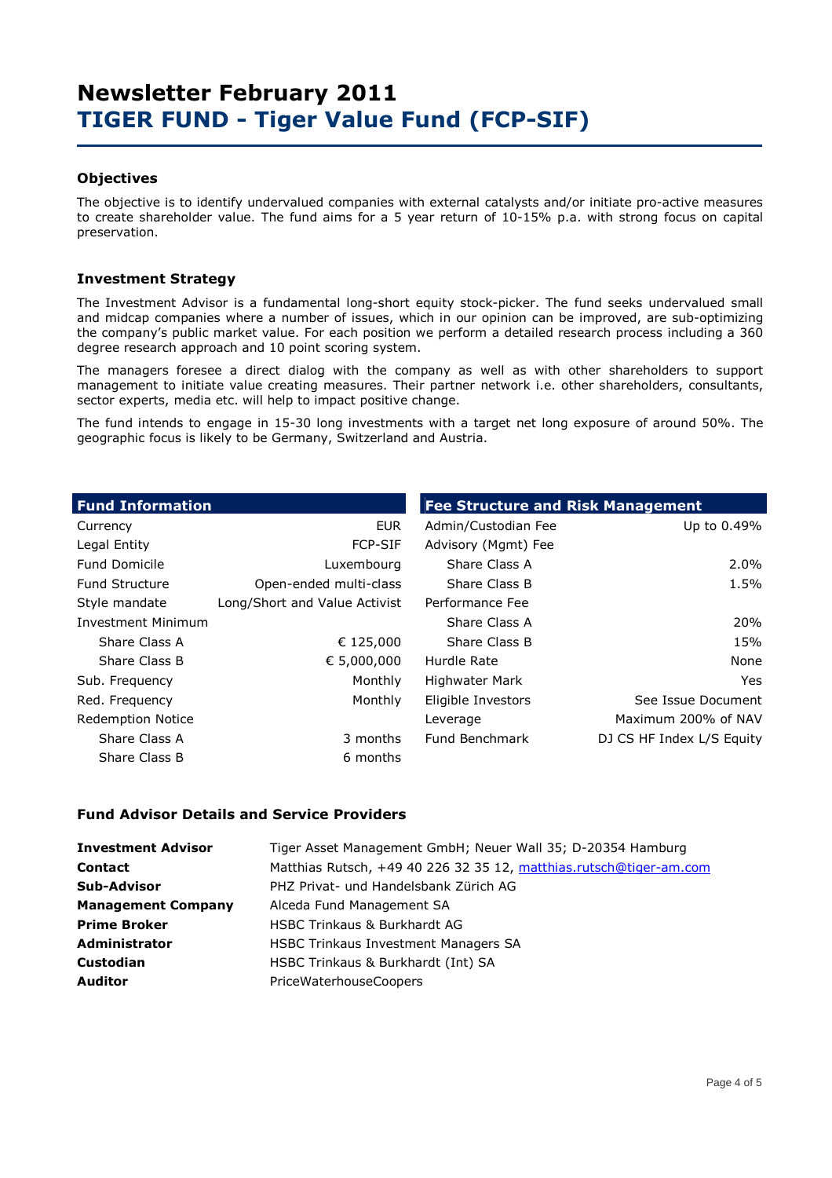# Newsletter February 2011

# TIGER FUND - Tiger Value Fund (FCP-SIF)

### Objectives

The objective is to identify undervalued companies with external catalysts and/or initiate pro-active measures to create shareholder value. The fund aims for a 5 year return of 10-15% p.a. with strong focus on capital preservation.

### Investment Strategy

The Investment Advisor is a fundamental long-short equity stock-picker. The fund seeks undervalued small and midcap companies where a number of issues, which in our opinion can be improved, are sub-optimizing the company's public market value. For each position we perform a detailed research process including a 360 degree research approach and 10 point scoring system.

The managers foresee a direct dialog with the company as well as with other shareholders to support management to initiate value creating measures. Their partner network i.e. other shareholders, consultants, sector experts, media etc. will help to impact positive change.

The fund intends to engage in 15-30 long investments with a target net long exposure of around 50%. The geographic focus is likely to be Germany, Switzerland and Austria.

| Fund Information | |
|---|---|
| Currency | EUR |
| Legal Entity | FCP-SIF |
| Fund Domicile | Luxembourg |
| Fund Structure | Open-ended multi-class |
| Style mandate | Long/Short and Value Activist |
| Investment Minimum | |
| Share Class A | € 125,000 |
| Share Class B | € 5,000,000 |
| Sub. Frequency | Monthly |
| Red. Frequency | Monthly |
| Redemption Notice | |
| Share Class A | 3 months |
| Share Class B | 6 months |

| Fee Structure and Risk Management | |
|---|---|
| Admin/Custodian Fee | Up to 0.49% |
| Advisory (Mgmt) Fee | |
| Share Class A | 2.0% |
| Share Class B | 1.5% |
| Performance Fee | |
| Share Class A | 20% |
| Share Class B | 15% |
| Hurdle Rate | None |
| Highwater Mark | Yes |
| Eligible Investors | See Issue Document |
| Leverage | Maximum 200% of NAV |
| Fund Benchmark | DJ CS HF Index L/S Equity |

### Fund Advisor Details and Service Providers

| | |
|---|---|
| **Investment Advisor** | Tiger Asset Management GmbH; Neuer Wall 35; D-20354 Hamburg |
| **Contact** | Matthias Rutsch, +49 40 226 32 35 12, matthias.rutsch@tiger-am.com |
| **Sub-Advisor** | PHZ Privat- und Handelsbank Zürich AG |
| **Management Company** | Alceda Fund Management SA |
| **Prime Broker** | HSBC Trinkaus & Burkhardt AG |
| **Administrator** | HSBC Trinkaus Investment Managers SA |
| **Custodian** | HSBC Trinkaus & Burkhardt (Int) SA |
| **Auditor** | PriceWaterhouseCoopers |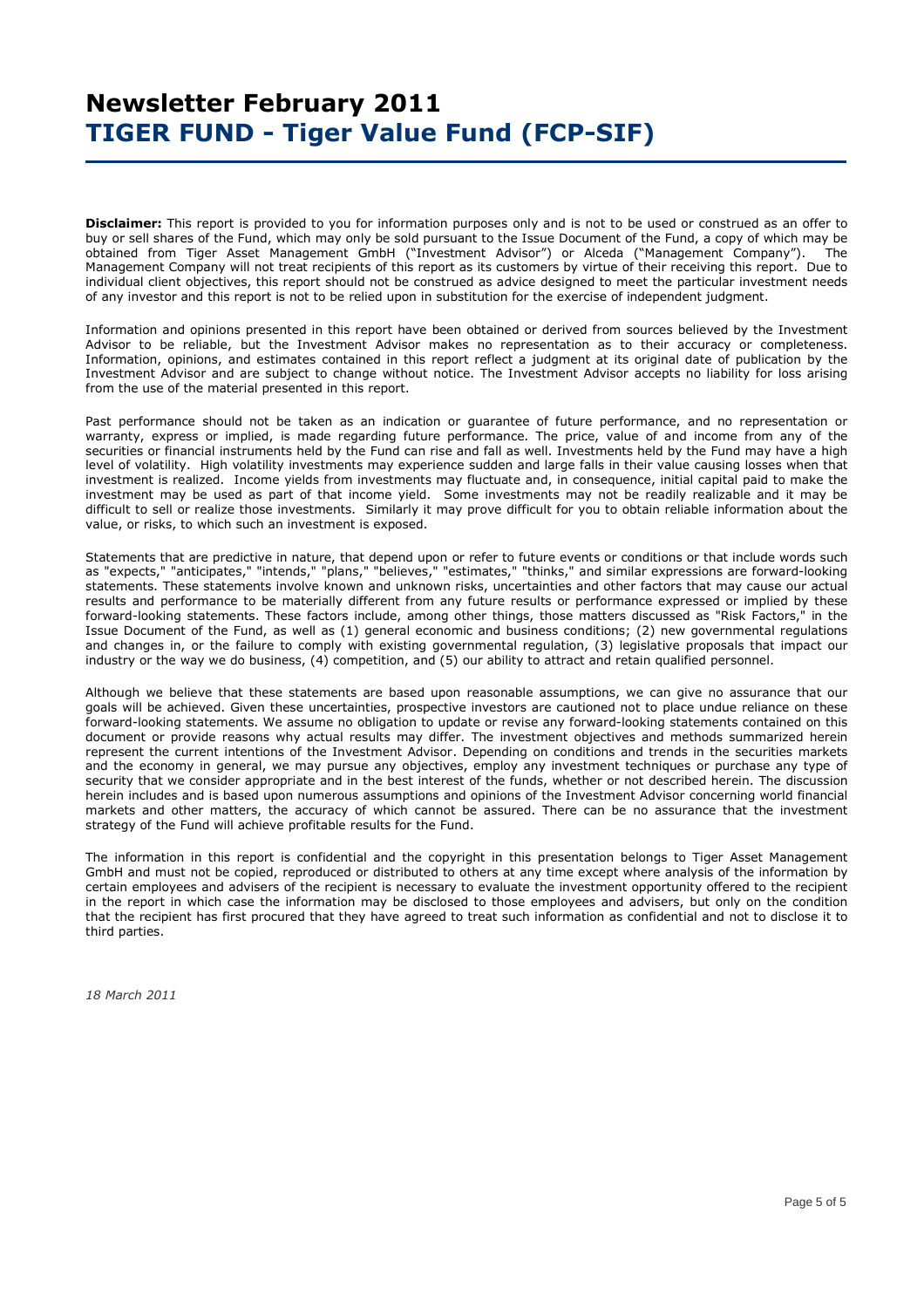# Newsletter February 2011
# TIGER FUND - Tiger Value Fund (FCP-SIF)

**Disclaimer:** This report is provided to you for information purposes only and is not to be used or construed as an offer to buy or sell shares of the Fund, which may only be sold pursuant to the Issue Document of the Fund, a copy of which may be obtained from Tiger Asset Management GmbH ("Investment Advisor") or Alceda ("Management Company"). The Management Company will not treat recipients of this report as its customers by virtue of their receiving this report. Due to individual client objectives, this report should not be construed as advice designed to meet the particular investment needs of any investor and this report is not to be relied upon in substitution for the exercise of independent judgment.

Information and opinions presented in this report have been obtained or derived from sources believed by the Investment Advisor to be reliable, but the Investment Advisor makes no representation as to their accuracy or completeness. Information, opinions, and estimates contained in this report reflect a judgment at its original date of publication by the Investment Advisor and are subject to change without notice. The Investment Advisor accepts no liability for loss arising from the use of the material presented in this report.

Past performance should not be taken as an indication or guarantee of future performance, and no representation or warranty, express or implied, is made regarding future performance. The price, value of and income from any of the securities or financial instruments held by the Fund can rise and fall as well. Investments held by the Fund may have a high level of volatility. High volatility investments may experience sudden and large falls in their value causing losses when that investment is realized. Income yields from investments may fluctuate and, in consequence, initial capital paid to make the investment may be used as part of that income yield. Some investments may not be readily realizable and it may be difficult to sell or realize those investments. Similarly it may prove difficult for you to obtain reliable information about the value, or risks, to which such an investment is exposed.

Statements that are predictive in nature, that depend upon or refer to future events or conditions or that include words such as "expects," "anticipates," "intends," "plans," "believes," "estimates," "thinks," and similar expressions are forward-looking statements. These statements involve known and unknown risks, uncertainties and other factors that may cause our actual results and performance to be materially different from any future results or performance expressed or implied by these forward-looking statements. These factors include, among other things, those matters discussed as "Risk Factors," in the Issue Document of the Fund, as well as (1) general economic and business conditions; (2) new governmental regulations and changes in, or the failure to comply with existing governmental regulation, (3) legislative proposals that impact our industry or the way we do business, (4) competition, and (5) our ability to attract and retain qualified personnel.

Although we believe that these statements are based upon reasonable assumptions, we can give no assurance that our goals will be achieved. Given these uncertainties, prospective investors are cautioned not to place undue reliance on these forward-looking statements. We assume no obligation to update or revise any forward-looking statements contained on this document or provide reasons why actual results may differ. The investment objectives and methods summarized herein represent the current intentions of the Investment Advisor. Depending on conditions and trends in the securities markets and the economy in general, we may pursue any objectives, employ any investment techniques or purchase any type of security that we consider appropriate and in the best interest of the funds, whether or not described herein. The discussion herein includes and is based upon numerous assumptions and opinions of the Investment Advisor concerning world financial markets and other matters, the accuracy of which cannot be assured. There can be no assurance that the investment strategy of the Fund will achieve profitable results for the Fund.

The information in this report is confidential and the copyright in this presentation belongs to Tiger Asset Management GmbH and must not be copied, reproduced or distributed to others at any time except where analysis of the information by certain employees and advisers of the recipient is necessary to evaluate the investment opportunity offered to the recipient in the report in which case the information may be disclosed to those employees and advisers, but only on the condition that the recipient has first procured that they have agreed to treat such information as confidential and not to disclose it to third parties.

*18 March 2011*